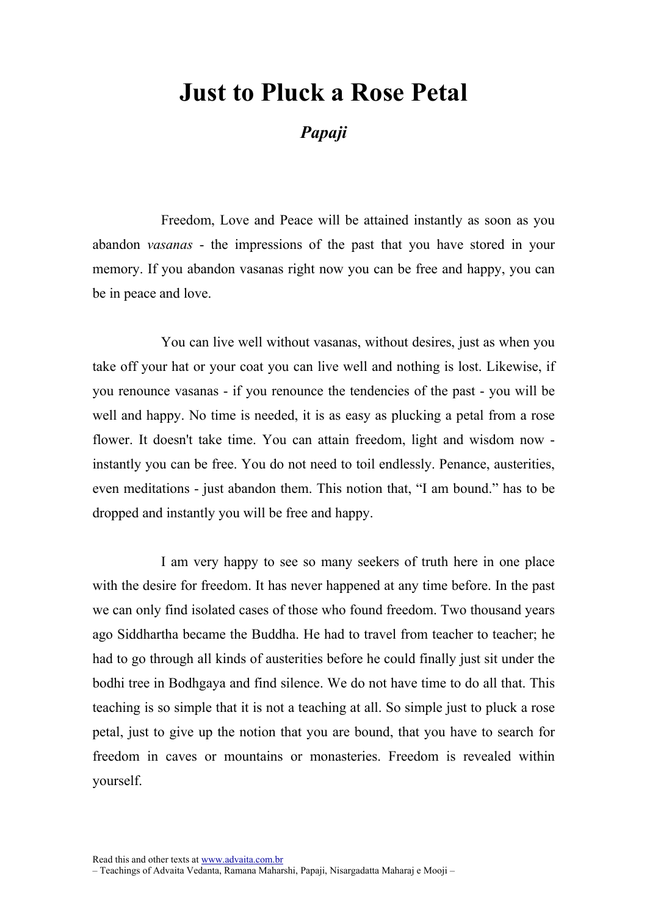# Just to Pluck a Rose Petal

***Papaji***

Freedom, Love and Peace will be attained instantly as soon as you abandon *vasanas* - the impressions of the past that you have stored in your memory. If you abandon vasanas right now you can be free and happy, you can be in peace and love.

You can live well without vasanas, without desires, just as when you take off your hat or your coat you can live well and nothing is lost. Likewise, if you renounce vasanas - if you renounce the tendencies of the past - you will be well and happy. No time is needed, it is as easy as plucking a petal from a rose flower. It doesn't take time. You can attain freedom, light and wisdom now - instantly you can be free. You do not need to toil endlessly. Penance, austerities, even meditations - just abandon them. This notion that, "I am bound." has to be dropped and instantly you will be free and happy.

I am very happy to see so many seekers of truth here in one place with the desire for freedom. It has never happened at any time before. In the past we can only find isolated cases of those who found freedom. Two thousand years ago Siddhartha became the Buddha. He had to travel from teacher to teacher; he had to go through all kinds of austerities before he could finally just sit under the bodhi tree in Bodhgaya and find silence. We do not have time to do all that. This teaching is so simple that it is not a teaching at all. So simple just to pluck a rose petal, just to give up the notion that you are bound, that you have to search for freedom in caves or mountains or monasteries. Freedom is revealed within yourself.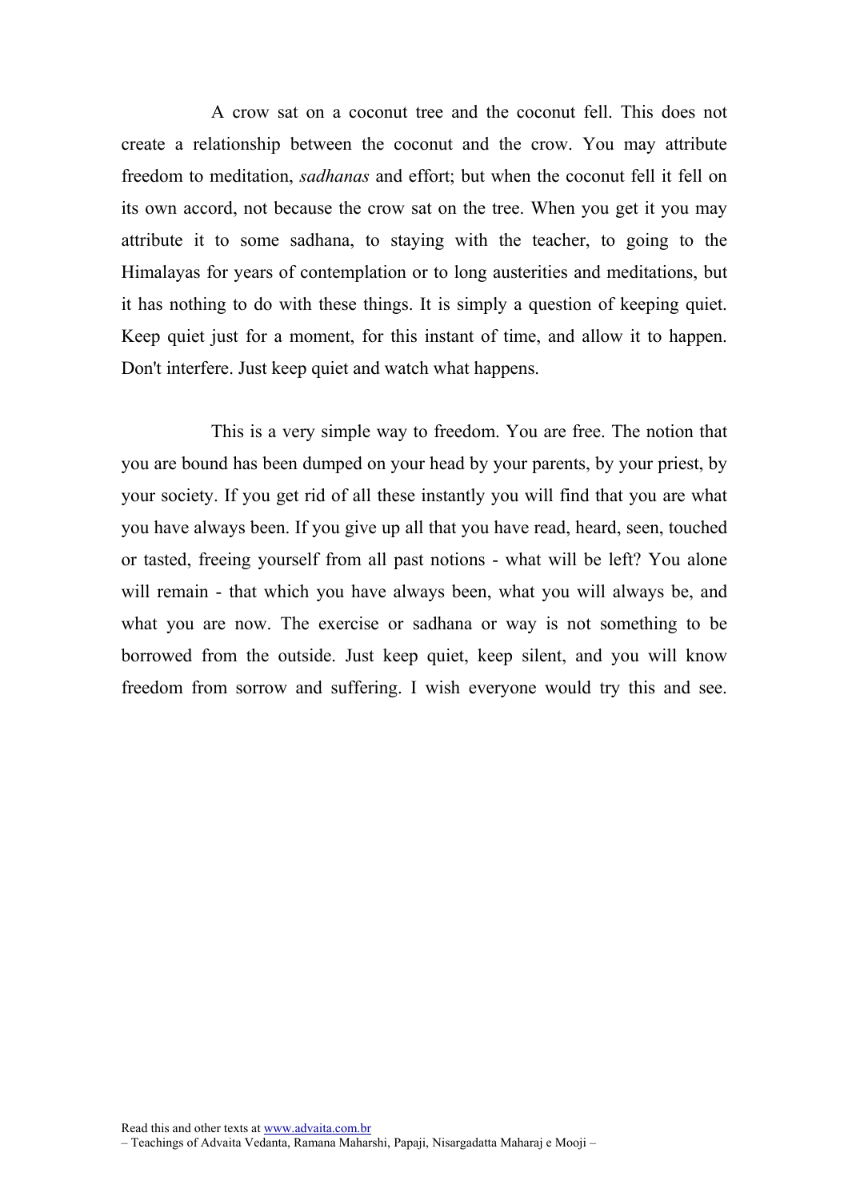A crow sat on a coconut tree and the coconut fell. This does not create a relationship between the coconut and the crow. You may attribute freedom to meditation, *sadhanas* and effort; but when the coconut fell it fell on its own accord, not because the crow sat on the tree. When you get it you may attribute it to some sadhana, to staying with the teacher, to going to the Himalayas for years of contemplation or to long austerities and meditations, but it has nothing to do with these things. It is simply a question of keeping quiet. Keep quiet just for a moment, for this instant of time, and allow it to happen. Don't interfere. Just keep quiet and watch what happens.

This is a very simple way to freedom. You are free. The notion that you are bound has been dumped on your head by your parents, by your priest, by your society. If you get rid of all these instantly you will find that you are what you have always been. If you give up all that you have read, heard, seen, touched or tasted, freeing yourself from all past notions - what will be left? You alone will remain - that which you have always been, what you will always be, and what you are now. The exercise or sadhana or way is not something to be borrowed from the outside. Just keep quiet, keep silent, and you will know freedom from sorrow and suffering. I wish everyone would try this and see.